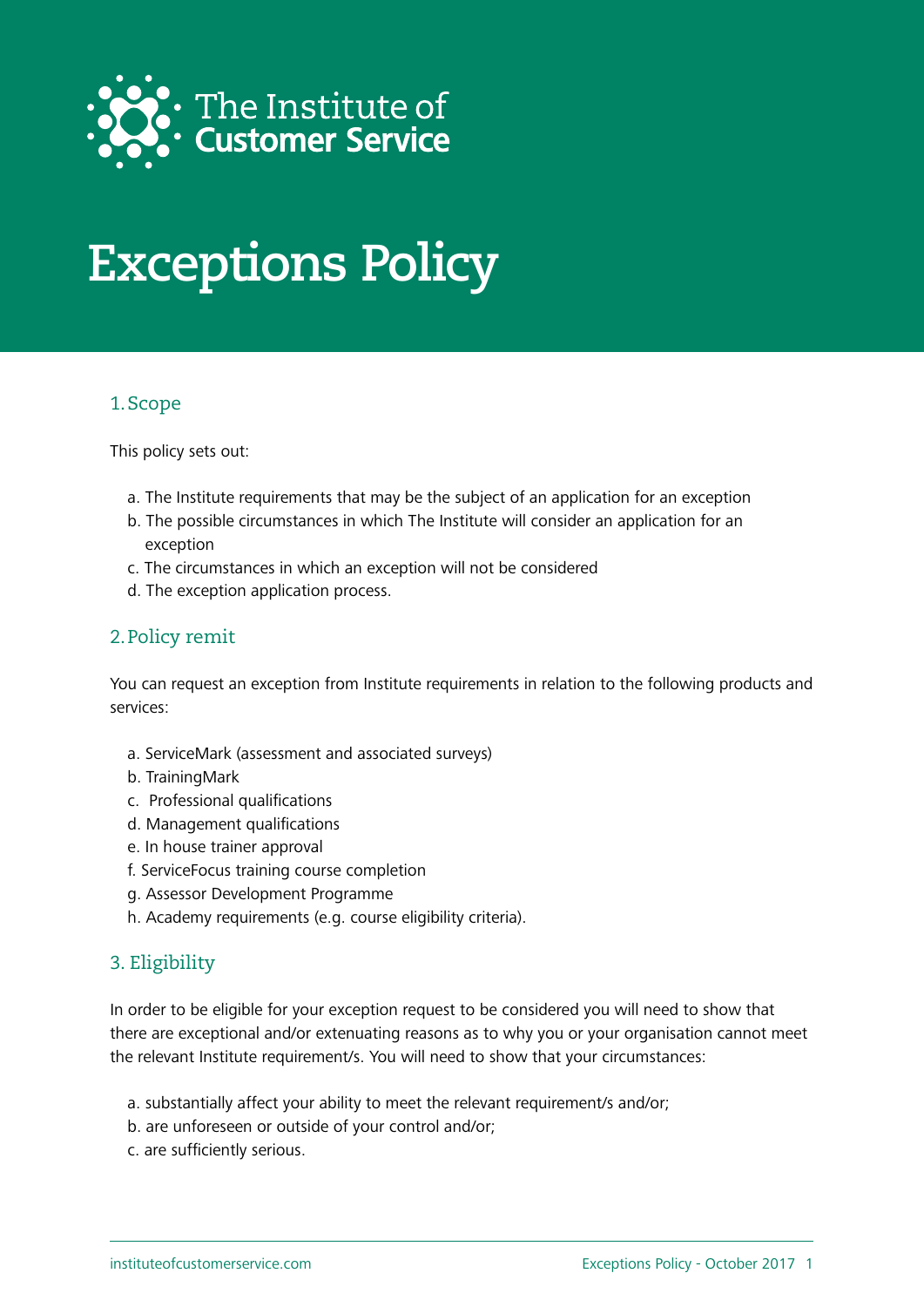The Institute of **Customer Service**

# Exceptions Policy

## 1. Scope

This policy sets out:

a. The Institute requirements that may be the subject of an application for an exception
b. The possible circumstances in which The Institute will consider an application for an exception
c. The circumstances in which an exception will not be considered
d. The exception application process.

## 2. Policy remit

You can request an exception from Institute requirements in relation to the following products and services:

a. ServiceMark (assessment and associated surveys)
b. TrainingMark
c. Professional qualifications
d. Management qualifications
e. In house trainer approval
f. ServiceFocus training course completion
g. Assessor Development Programme
h. Academy requirements (e.g. course eligibility criteria).

## 3. Eligibility

In order to be eligible for your exception request to be considered you will need to show that there are exceptional and/or extenuating reasons as to why you or your organisation cannot meet the relevant Institute requirement/s. You will need to show that your circumstances:

a. substantially affect your ability to meet the relevant requirement/s and/or;
b. are unforeseen or outside of your control and/or;
c. are sufficiently serious.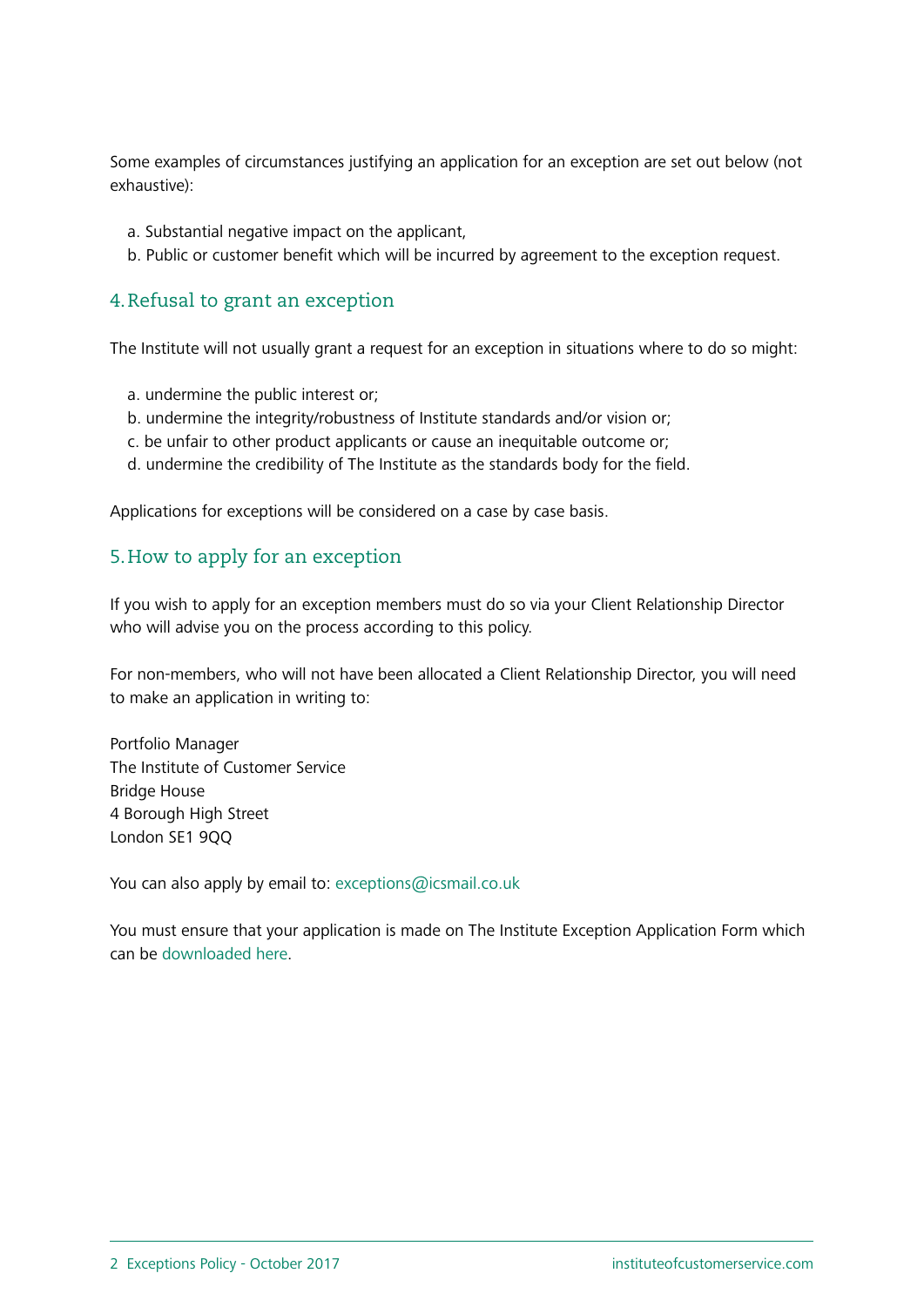Some examples of circumstances justifying an application for an exception are set out below (not exhaustive):

a. Substantial negative impact on the applicant,
b. Public or customer benefit which will be incurred by agreement to the exception request.

## 4. Refusal to grant an exception

The Institute will not usually grant a request for an exception in situations where to do so might:

a. undermine the public interest or;
b. undermine the integrity/robustness of Institute standards and/or vision or;
c. be unfair to other product applicants or cause an inequitable outcome or;
d. undermine the credibility of The Institute as the standards body for the field.

Applications for exceptions will be considered on a case by case basis.

## 5. How to apply for an exception

If you wish to apply for an exception members must do so via your Client Relationship Director who will advise you on the process according to this policy.

For non-members, who will not have been allocated a Client Relationship Director, you will need to make an application in writing to:

Portfolio Manager
The Institute of Customer Service
Bridge House
4 Borough High Street
London SE1 9QQ

You can also apply by email to: exceptions@icsmail.co.uk

You must ensure that your application is made on The Institute Exception Application Form which can be downloaded here.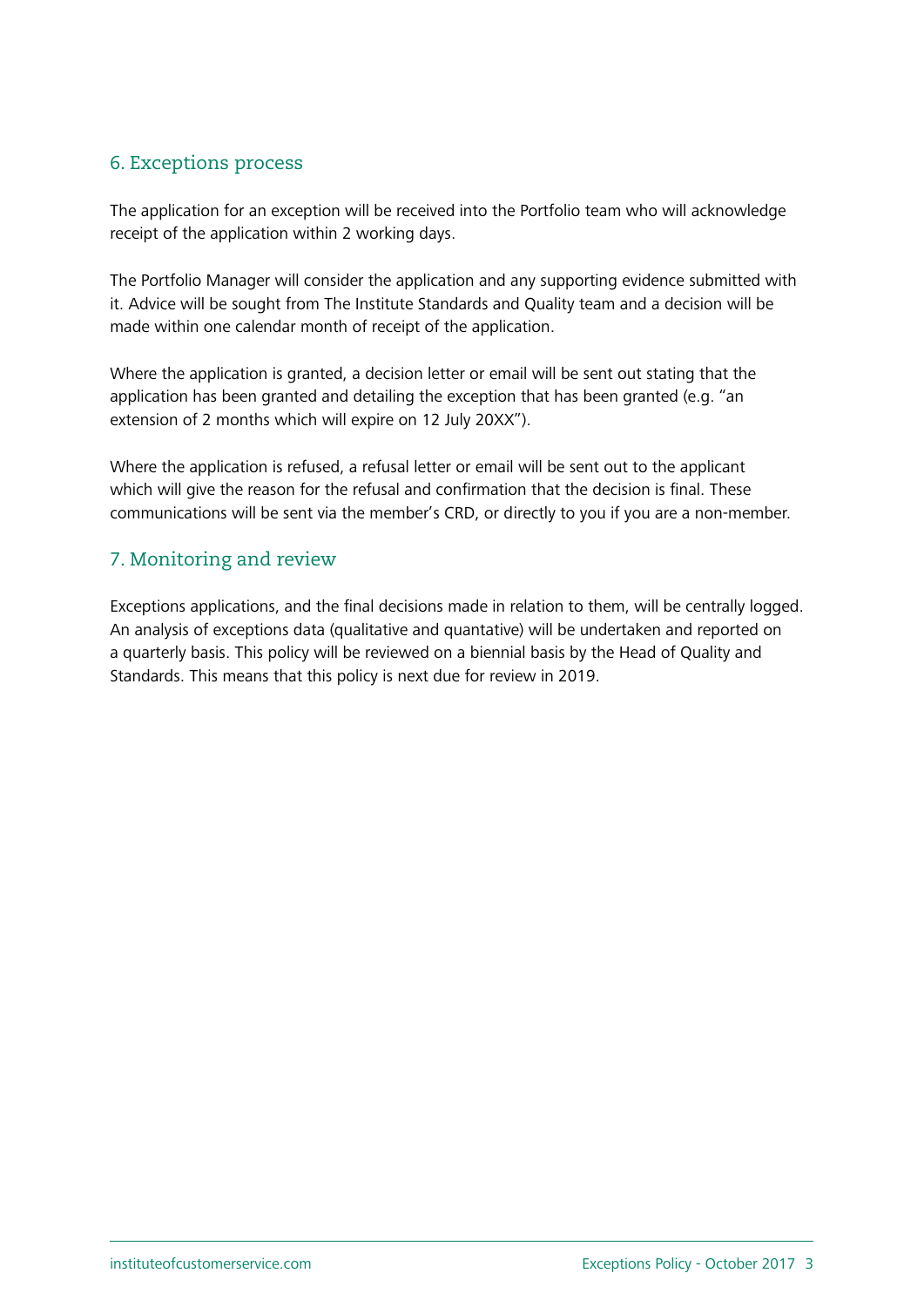## 6. Exceptions process

The application for an exception will be received into the Portfolio team who will acknowledge receipt of the application within 2 working days.

The Portfolio Manager will consider the application and any supporting evidence submitted with it. Advice will be sought from The Institute Standards and Quality team and a decision will be made within one calendar month of receipt of the application.

Where the application is granted, a decision letter or email will be sent out stating that the application has been granted and detailing the exception that has been granted (e.g. "an extension of 2 months which will expire on 12 July 20XX").

Where the application is refused, a refusal letter or email will be sent out to the applicant which will give the reason for the refusal and confirmation that the decision is final. These communications will be sent via the member's CRD, or directly to you if you are a non-member.

## 7. Monitoring and review

Exceptions applications, and the final decisions made in relation to them, will be centrally logged. An analysis of exceptions data (qualitative and quantative) will be undertaken and reported on a quarterly basis. This policy will be reviewed on a biennial basis by the Head of Quality and Standards. This means that this policy is next due for review in 2019.